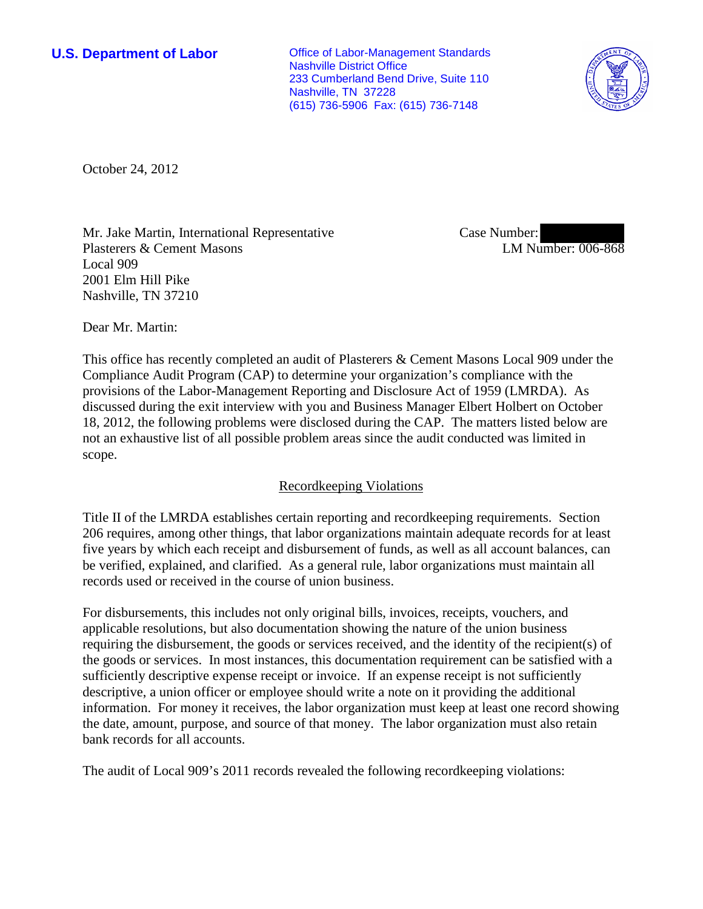**U.S. Department of Labor**

Office of Labor-Management Standards
Nashville District Office
233 Cumberland Bend Drive, Suite 110
Nashville, TN 37228
(615) 736-5906 Fax: (615) 736-7148

October 24, 2012

Mr. Jake Martin, International Representative
Plasterers & Cement Masons
Local 909
2001 Elm Hill Pike
Nashville, TN 37210

Case Number:
LM Number: 006-868

Dear Mr. Martin:

This office has recently completed an audit of Plasterers & Cement Masons Local 909 under the Compliance Audit Program (CAP) to determine your organization's compliance with the provisions of the Labor-Management Reporting and Disclosure Act of 1959 (LMRDA). As discussed during the exit interview with you and Business Manager Elbert Holbert on October 18, 2012, the following problems were disclosed during the CAP. The matters listed below are not an exhaustive list of all possible problem areas since the audit conducted was limited in scope.

## Recordkeeping Violations

Title II of the LMRDA establishes certain reporting and recordkeeping requirements. Section 206 requires, among other things, that labor organizations maintain adequate records for at least five years by which each receipt and disbursement of funds, as well as all account balances, can be verified, explained, and clarified. As a general rule, labor organizations must maintain all records used or received in the course of union business.

For disbursements, this includes not only original bills, invoices, receipts, vouchers, and applicable resolutions, but also documentation showing the nature of the union business requiring the disbursement, the goods or services received, and the identity of the recipient(s) of the goods or services. In most instances, this documentation requirement can be satisfied with a sufficiently descriptive expense receipt or invoice. If an expense receipt is not sufficiently descriptive, a union officer or employee should write a note on it providing the additional information. For money it receives, the labor organization must keep at least one record showing the date, amount, purpose, and source of that money. The labor organization must also retain bank records for all accounts.

The audit of Local 909's 2011 records revealed the following recordkeeping violations: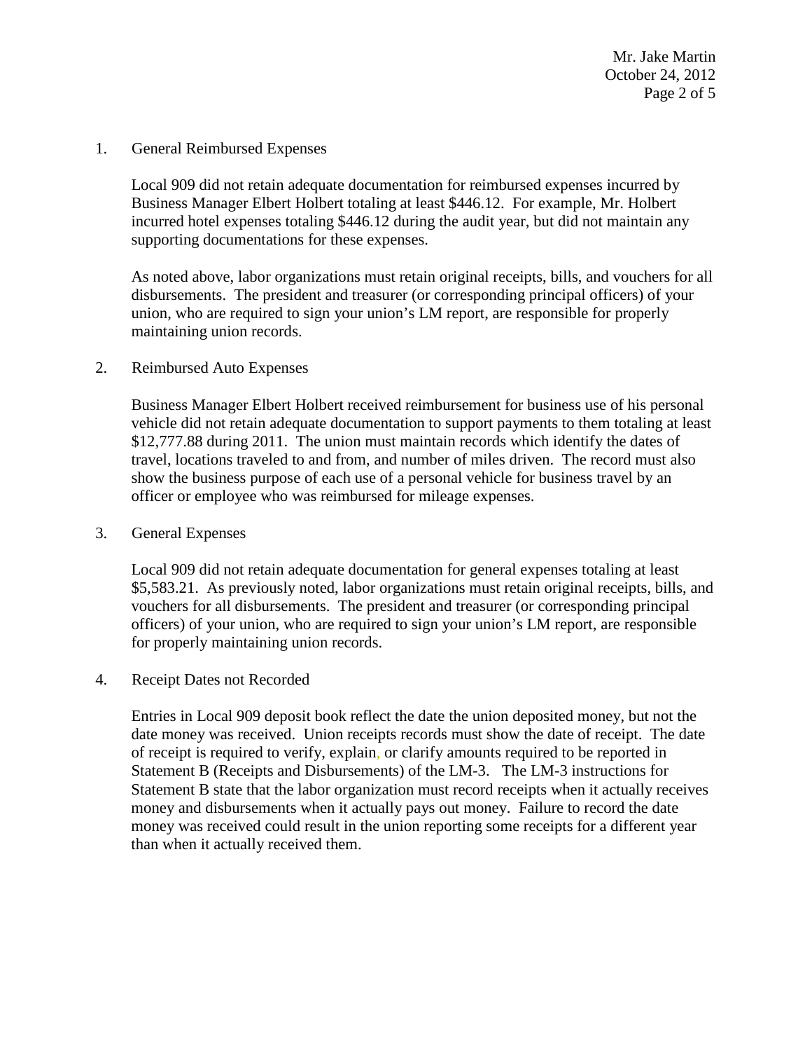1. General Reimbursed Expenses

   Local 909 did not retain adequate documentation for reimbursed expenses incurred by Business Manager Elbert Holbert totaling at least $446.12. For example, Mr. Holbert incurred hotel expenses totaling $446.12 during the audit year, but did not maintain any supporting documentations for these expenses.

   As noted above, labor organizations must retain original receipts, bills, and vouchers for all disbursements. The president and treasurer (or corresponding principal officers) of your union, who are required to sign your union's LM report, are responsible for properly maintaining union records.

2. Reimbursed Auto Expenses

   Business Manager Elbert Holbert received reimbursement for business use of his personal vehicle did not retain adequate documentation to support payments to them totaling at least $12,777.88 during 2011. The union must maintain records which identify the dates of travel, locations traveled to and from, and number of miles driven. The record must also show the business purpose of each use of a personal vehicle for business travel by an officer or employee who was reimbursed for mileage expenses.

3. General Expenses

   Local 909 did not retain adequate documentation for general expenses totaling at least $5,583.21. As previously noted, labor organizations must retain original receipts, bills, and vouchers for all disbursements. The president and treasurer (or corresponding principal officers) of your union, who are required to sign your union's LM report, are responsible for properly maintaining union records.

4. Receipt Dates not Recorded

   Entries in Local 909 deposit book reflect the date the union deposited money, but not the date money was received. Union receipts records must show the date of receipt. The date of receipt is required to verify, explain, or clarify amounts required to be reported in Statement B (Receipts and Disbursements) of the LM-3. The LM-3 instructions for Statement B state that the labor organization must record receipts when it actually receives money and disbursements when it actually pays out money. Failure to record the date money was received could result in the union reporting some receipts for a different year than when it actually received them.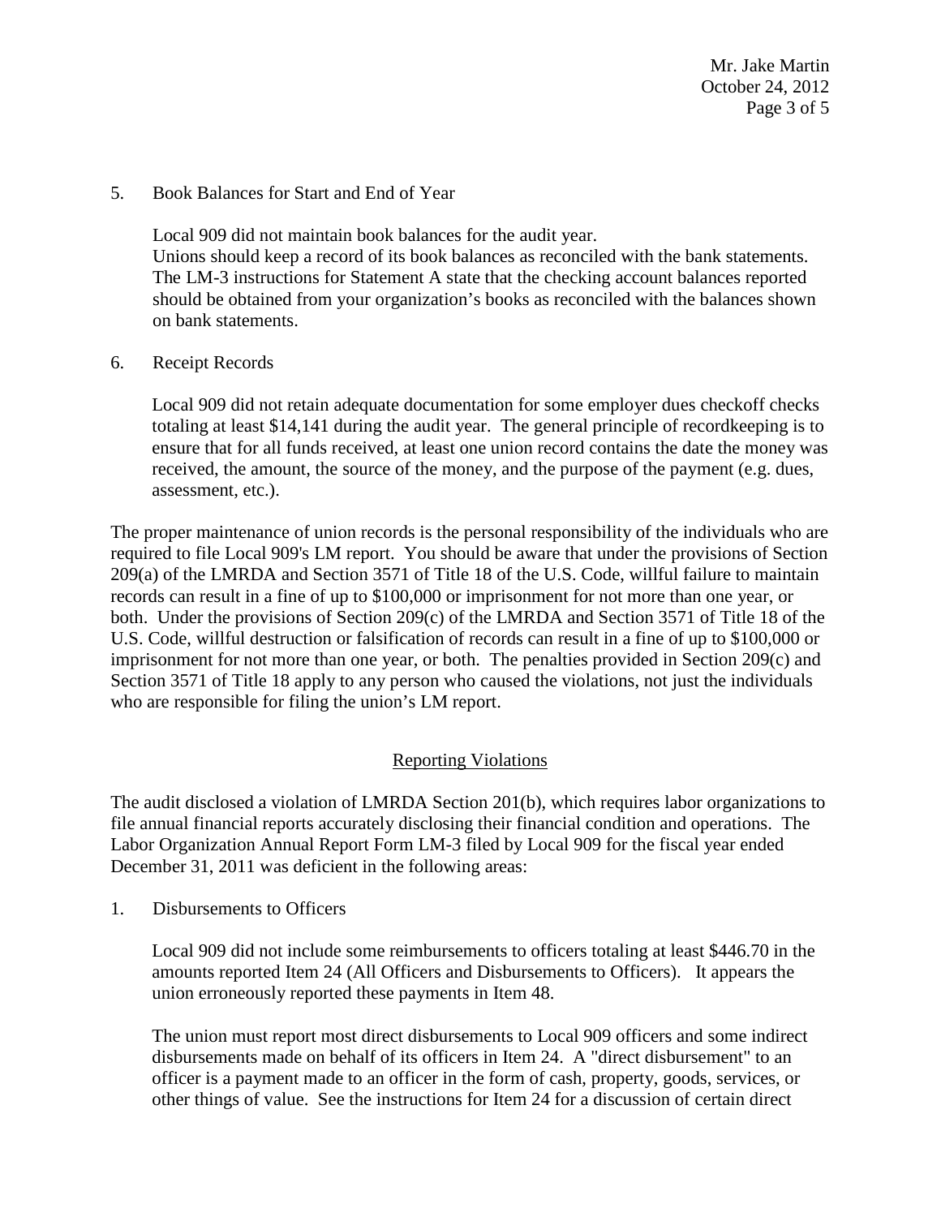5. Book Balances for Start and End of Year

   Local 909 did not maintain book balances for the audit year.
   Unions should keep a record of its book balances as reconciled with the bank statements. The LM-3 instructions for Statement A state that the checking account balances reported should be obtained from your organization's books as reconciled with the balances shown on bank statements.

6. Receipt Records

   Local 909 did not retain adequate documentation for some employer dues checkoff checks totaling at least $14,141 during the audit year. The general principle of recordkeeping is to ensure that for all funds received, at least one union record contains the date the money was received, the amount, the source of the money, and the purpose of the payment (e.g. dues, assessment, etc.).

The proper maintenance of union records is the personal responsibility of the individuals who are required to file Local 909's LM report. You should be aware that under the provisions of Section 209(a) of the LMRDA and Section 3571 of Title 18 of the U.S. Code, willful failure to maintain records can result in a fine of up to $100,000 or imprisonment for not more than one year, or both. Under the provisions of Section 209(c) of the LMRDA and Section 3571 of Title 18 of the U.S. Code, willful destruction or falsification of records can result in a fine of up to $100,000 or imprisonment for not more than one year, or both. The penalties provided in Section 209(c) and Section 3571 of Title 18 apply to any person who caused the violations, not just the individuals who are responsible for filing the union's LM report.

## Reporting Violations

The audit disclosed a violation of LMRDA Section 201(b), which requires labor organizations to file annual financial reports accurately disclosing their financial condition and operations. The Labor Organization Annual Report Form LM-3 filed by Local 909 for the fiscal year ended December 31, 2011 was deficient in the following areas:

1. Disbursements to Officers

   Local 909 did not include some reimbursements to officers totaling at least $446.70 in the amounts reported Item 24 (All Officers and Disbursements to Officers). It appears the union erroneously reported these payments in Item 48.

   The union must report most direct disbursements to Local 909 officers and some indirect disbursements made on behalf of its officers in Item 24. A "direct disbursement" to an officer is a payment made to an officer in the form of cash, property, goods, services, or other things of value. See the instructions for Item 24 for a discussion of certain direct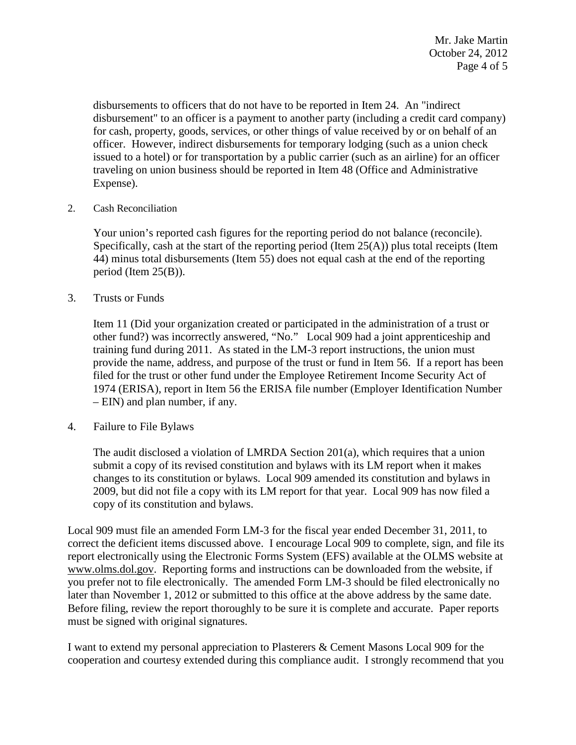disbursements to officers that do not have to be reported in Item 24. An "indirect disbursement" to an officer is a payment to another party (including a credit card company) for cash, property, goods, services, or other things of value received by or on behalf of an officer. However, indirect disbursements for temporary lodging (such as a union check issued to a hotel) or for transportation by a public carrier (such as an airline) for an officer traveling on union business should be reported in Item 48 (Office and Administrative Expense).

2. Cash Reconciliation

   Your union's reported cash figures for the reporting period do not balance (reconcile). Specifically, cash at the start of the reporting period (Item 25(A)) plus total receipts (Item 44) minus total disbursements (Item 55) does not equal cash at the end of the reporting period (Item 25(B)).

3. Trusts or Funds

   Item 11 (Did your organization created or participated in the administration of a trust or other fund?) was incorrectly answered, "No." Local 909 had a joint apprenticeship and training fund during 2011. As stated in the LM-3 report instructions, the union must provide the name, address, and purpose of the trust or fund in Item 56. If a report has been filed for the trust or other fund under the Employee Retirement Income Security Act of 1974 (ERISA), report in Item 56 the ERISA file number (Employer Identification Number – EIN) and plan number, if any.

4. Failure to File Bylaws

   The audit disclosed a violation of LMRDA Section 201(a), which requires that a union submit a copy of its revised constitution and bylaws with its LM report when it makes changes to its constitution or bylaws. Local 909 amended its constitution and bylaws in 2009, but did not file a copy with its LM report for that year. Local 909 has now filed a copy of its constitution and bylaws.

Local 909 must file an amended Form LM-3 for the fiscal year ended December 31, 2011, to correct the deficient items discussed above. I encourage Local 909 to complete, sign, and file its report electronically using the Electronic Forms System (EFS) available at the OLMS website at www.olms.dol.gov. Reporting forms and instructions can be downloaded from the website, if you prefer not to file electronically. The amended Form LM-3 should be filed electronically no later than November 1, 2012 or submitted to this office at the above address by the same date. Before filing, review the report thoroughly to be sure it is complete and accurate. Paper reports must be signed with original signatures.

I want to extend my personal appreciation to Plasterers & Cement Masons Local 909 for the cooperation and courtesy extended during this compliance audit. I strongly recommend that you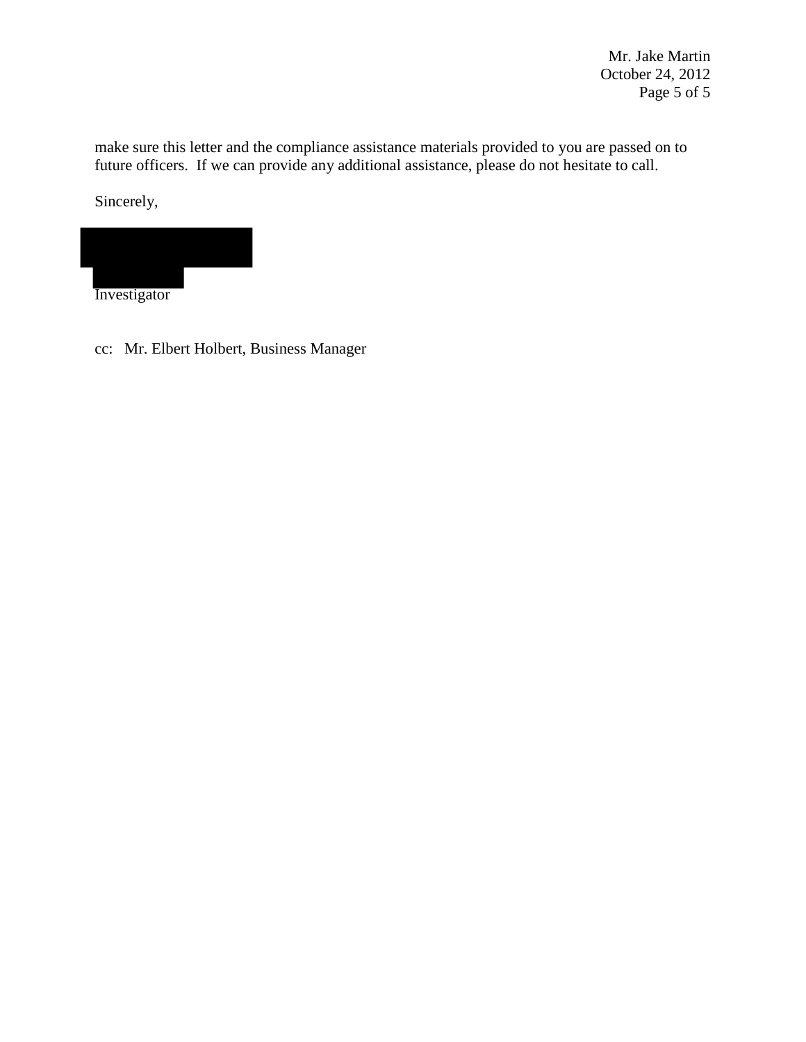make sure this letter and the compliance assistance materials provided to you are passed on to future officers. If we can provide any additional assistance, please do not hesitate to call.

Sincerely,

Investigator

cc: Mr. Elbert Holbert, Business Manager